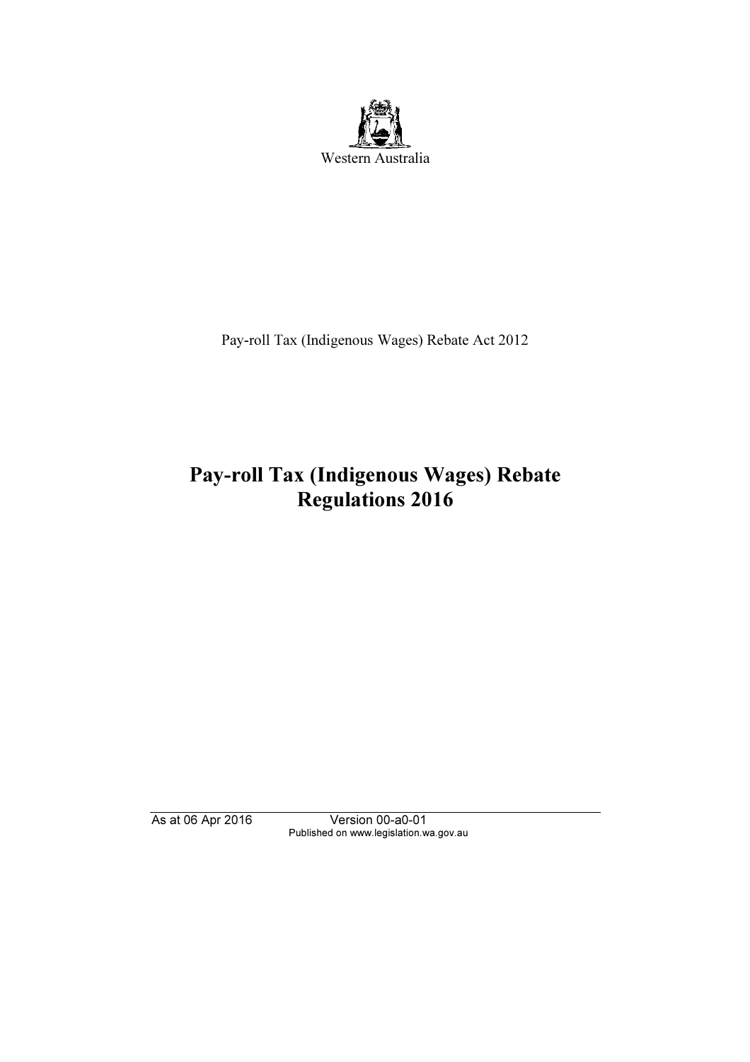Western Australia

Pay-roll Tax (Indigenous Wages) Rebate Act 2012

# Pay-roll Tax (Indigenous Wages) Rebate Regulations 2016

As at 06 Apr 2016 Version 00-a0-01
Published on www.legislation.wa.gov.au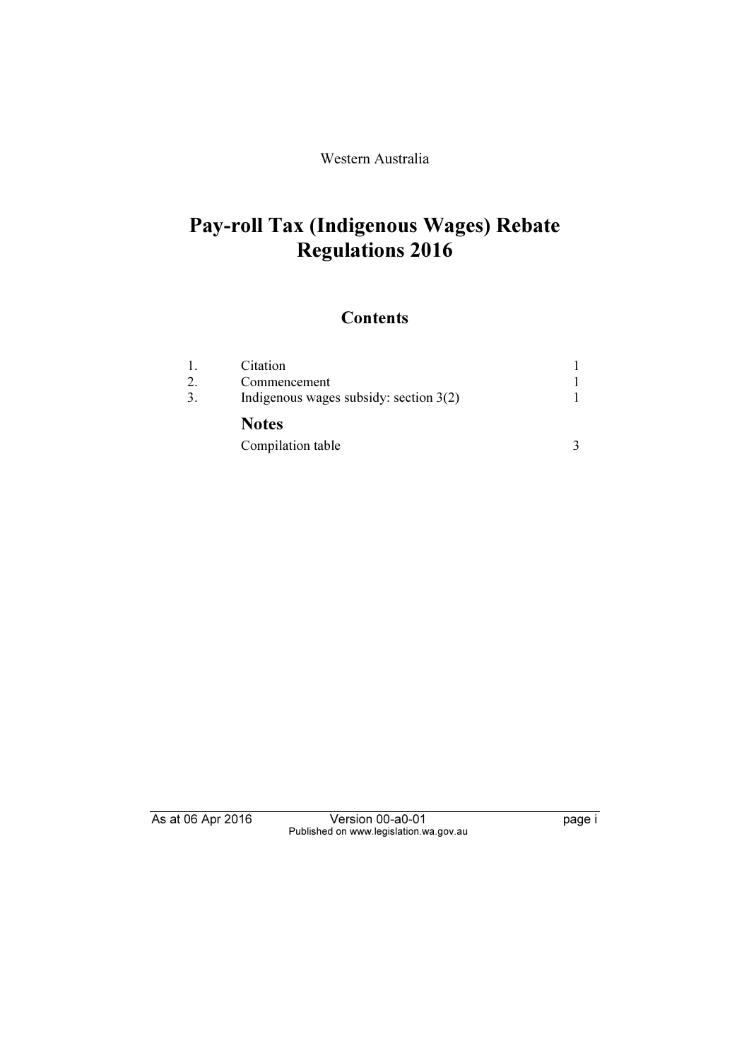Western Australia

# Pay-roll Tax (Indigenous Wages) Rebate Regulations 2016

## Contents

| | | |
|---|---|---|
| 1. | Citation | 1 |
| 2. | Commencement | 1 |
| 3. | Indigenous wages subsidy: section 3(2) | 1 |
| | **Notes** | |
| | Compilation table | 3 |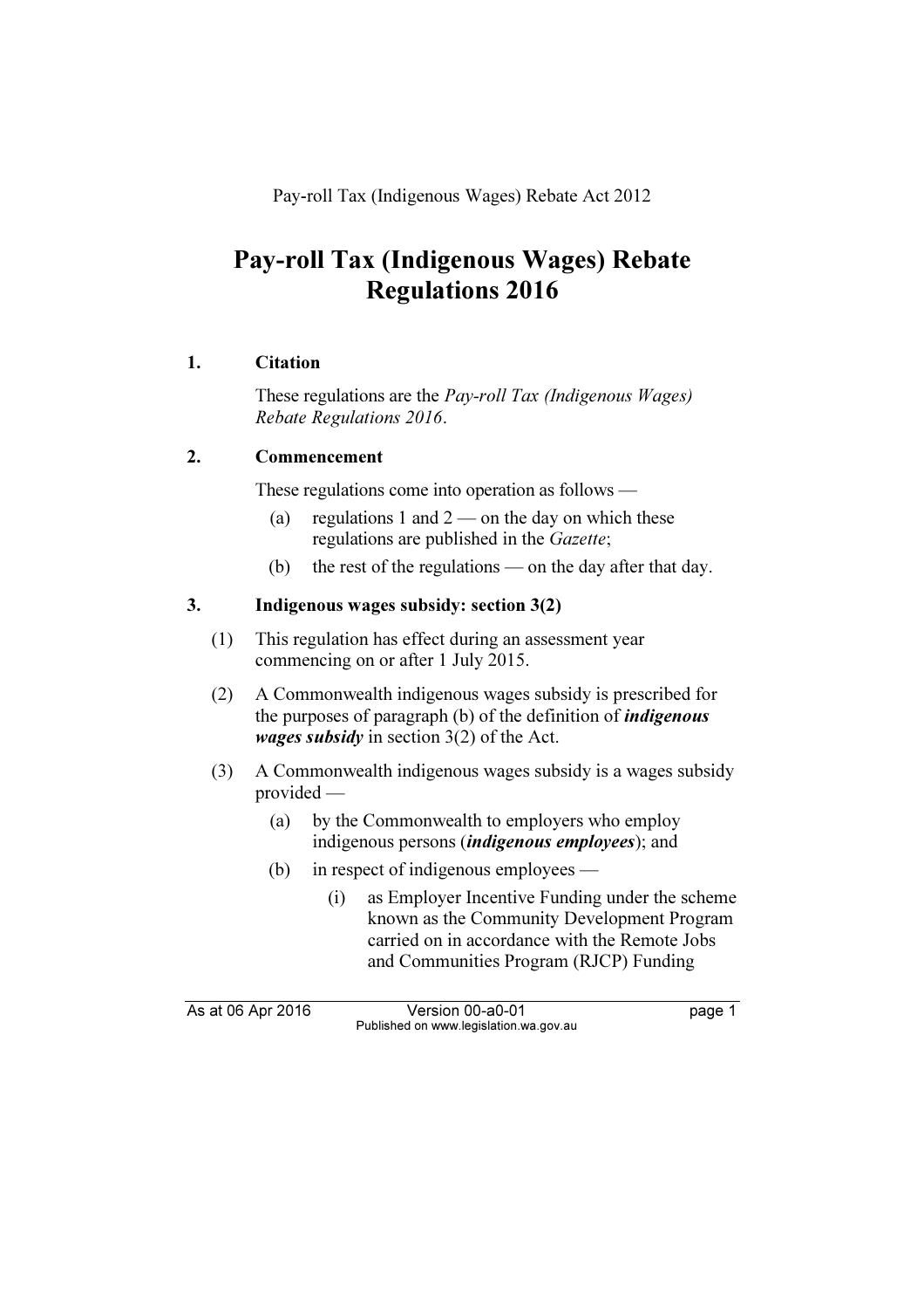Pay-roll Tax (Indigenous Wages) Rebate Act 2012

# Pay-roll Tax (Indigenous Wages) Rebate Regulations 2016

## 1. Citation

These regulations are the *Pay-roll Tax (Indigenous Wages) Rebate Regulations 2016*.

## 2. Commencement

These regulations come into operation as follows —

(a) regulations 1 and 2 — on the day on which these regulations are published in the *Gazette*;

(b) the rest of the regulations — on the day after that day.

## 3. Indigenous wages subsidy: section 3(2)

(1) This regulation has effect during an assessment year commencing on or after 1 July 2015.

(2) A Commonwealth indigenous wages subsidy is prescribed for the purposes of paragraph (b) of the definition of ***indigenous wages subsidy*** in section 3(2) of the Act.

(3) A Commonwealth indigenous wages subsidy is a wages subsidy provided —

(a) by the Commonwealth to employers who employ indigenous persons (***indigenous employees***); and

(b) in respect of indigenous employees —

(i) as Employer Incentive Funding under the scheme known as the Community Development Program carried on in accordance with the Remote Jobs and Communities Program (RJCP) Funding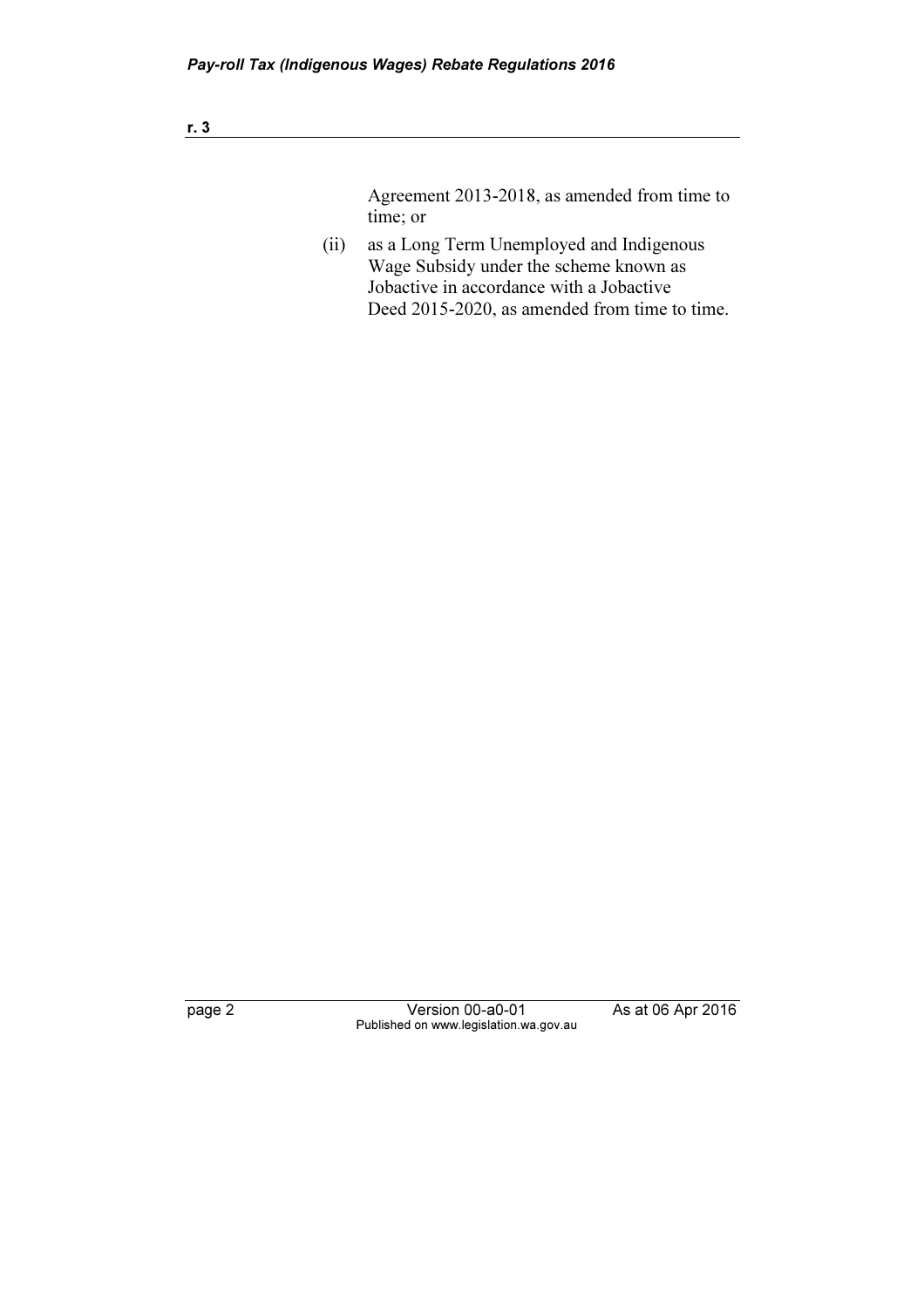Agreement 2013-2018, as amended from time to time; or

(ii) as a Long Term Unemployed and Indigenous Wage Subsidy under the scheme known as Jobactive in accordance with a Jobactive Deed 2015-2020, as amended from time to time.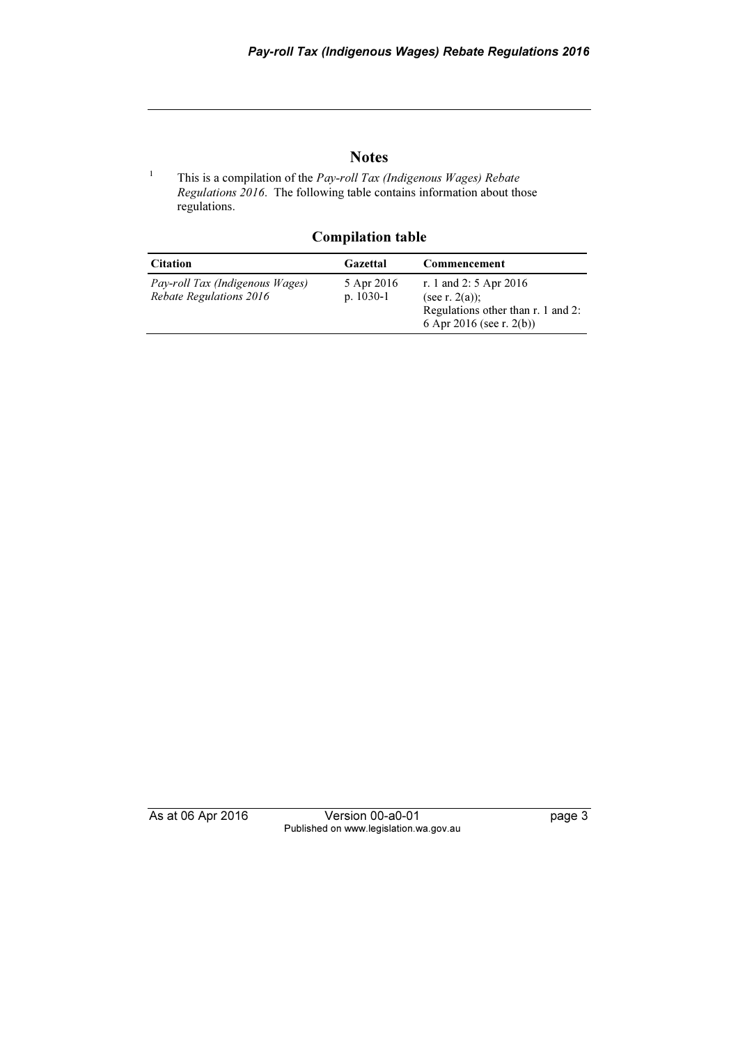## Notes

[1] This is a compilation of the *Pay-roll Tax (Indigenous Wages) Rebate Regulations 2016*. The following table contains information about those regulations.

### Compilation table

| Citation | Gazettal | Commencement |
|---|---|---|
| *Pay-roll Tax (Indigenous Wages) Rebate Regulations 2016* | 5 Apr 2016 p. 1030-1 | r. 1 and 2: 5 Apr 2016 (see r. 2(a)); Regulations other than r. 1 and 2: 6 Apr 2016 (see r. 2(b)) |